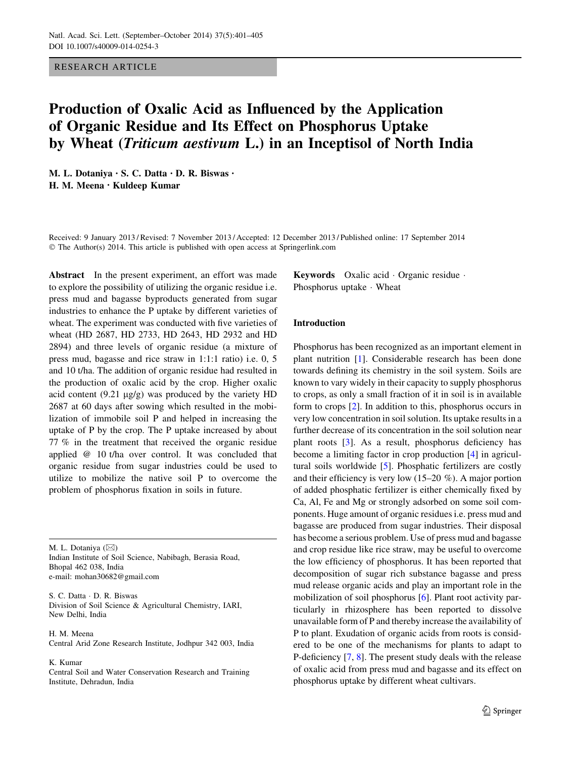RESEARCH ARTICLE

# Production of Oxalic Acid as Influenced by the Application of Organic Residue and Its Effect on Phosphorus Uptake by Wheat (*Triticum aestivum* L.) in an Inceptisol of North India

**M. L. Dotaniya · S. C. Datta · D. R. Biswas · H. M. Meena · Kuldeep Kumar**

Received: 9 January 2013 / Revised: 7 November 2013 / Accepted: 12 December 2013 / Published online: 17 September 2014
© The Author(s) 2014. This article is published with open access at Springerlink.com

**Abstract** In the present experiment, an effort was made to explore the possibility of utilizing the organic residue i.e. press mud and bagasse byproducts generated from sugar industries to enhance the P uptake by different varieties of wheat. The experiment was conducted with five varieties of wheat (HD 2687, HD 2733, HD 2643, HD 2932 and HD 2894) and three levels of organic residue (a mixture of press mud, bagasse and rice straw in 1:1:1 ratio) i.e. 0, 5 and 10 t/ha. The addition of organic residue had resulted in the production of oxalic acid by the crop. Higher oxalic acid content (9.21 μg/g) was produced by the variety HD 2687 at 60 days after sowing which resulted in the mobilization of immobile soil P and helped in increasing the uptake of P by the crop. The P uptake increased by about 77 % in the treatment that received the organic residue applied @ 10 t/ha over control. It was concluded that organic residue from sugar industries could be used to utilize to mobilize the native soil P to overcome the problem of phosphorus fixation in soils in future.

**Keywords** Oxalic acid · Organic residue · Phosphorus uptake · Wheat

M. L. Dotaniya (✉)
Indian Institute of Soil Science, Nabibagh, Berasia Road, Bhopal 462 038, India
e-mail: mohan30682@gmail.com

S. C. Datta · D. R. Biswas
Division of Soil Science & Agricultural Chemistry, IARI, New Delhi, India

H. M. Meena
Central Arid Zone Research Institute, Jodhpur 342 003, India

K. Kumar
Central Soil and Water Conservation Research and Training Institute, Dehradun, India

## Introduction

Phosphorus has been recognized as an important element in plant nutrition [1]. Considerable research has been done towards defining its chemistry in the soil system. Soils are known to vary widely in their capacity to supply phosphorus to crops, as only a small fraction of it in soil is in available form to crops [2]. In addition to this, phosphorus occurs in very low concentration in soil solution. Its uptake results in a further decrease of its concentration in the soil solution near plant roots [3]. As a result, phosphorus deficiency has become a limiting factor in crop production [4] in agricultural soils worldwide [5]. Phosphatic fertilizers are costly and their efficiency is very low (15–20 %). A major portion of added phosphatic fertilizer is either chemically fixed by Ca, Al, Fe and Mg or strongly adsorbed on some soil components. Huge amount of organic residues i.e. press mud and bagasse are produced from sugar industries. Their disposal has become a serious problem. Use of press mud and bagasse and crop residue like rice straw, may be useful to overcome the low efficiency of phosphorus. It has been reported that decomposition of sugar rich substance bagasse and press mud release organic acids and play an important role in the mobilization of soil phosphorus [6]. Plant root activity particularly in rhizosphere has been reported to dissolve unavailable form of P and thereby increase the availability of P to plant. Exudation of organic acids from roots is considered to be one of the mechanisms for plants to adapt to P-deficiency [7, 8]. The present study deals with the release of oxalic acid from press mud and bagasse and its effect on phosphorus uptake by different wheat cultivars.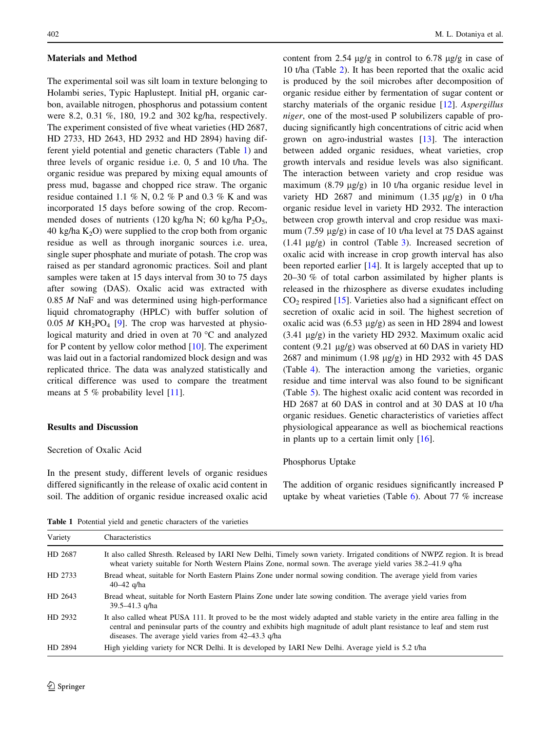## Materials and Method

The experimental soil was silt loam in texture belonging to Holambi series, Typic Haplustept. Initial pH, organic carbon, available nitrogen, phosphorus and potassium content were 8.2, 0.31 %, 180, 19.2 and 302 kg/ha, respectively. The experiment consisted of five wheat varieties (HD 2687, HD 2733, HD 2643, HD 2932 and HD 2894) having different yield potential and genetic characters (Table 1) and three levels of organic residue i.e. 0, 5 and 10 t/ha. The organic residue was prepared by mixing equal amounts of press mud, bagasse and chopped rice straw. The organic residue contained 1.1 % N, 0.2 % P and 0.3 % K and was incorporated 15 days before sowing of the crop. Recommended doses of nutrients (120 kg/ha N; 60 kg/ha $P_2O_5$, 40 kg/ha $K_2O$) were supplied to the crop both from organic residue as well as through inorganic sources i.e. urea, single super phosphate and muriate of potash. The crop was raised as per standard agronomic practices. Soil and plant samples were taken at 15 days interval from 30 to 75 days after sowing (DAS). Oxalic acid was extracted with 0.85 *M* NaF and was determined using high-performance liquid chromatography (HPLC) with buffer solution of 0.05 *M* $KH_2PO_4$ [9]. The crop was harvested at physiological maturity and dried in oven at 70 °C and analyzed for P content by yellow color method [10]. The experiment was laid out in a factorial randomized block design and was replicated thrice. The data was analyzed statistically and critical difference was used to compare the treatment means at 5 % probability level [11].

## Results and Discussion

### Secretion of Oxalic Acid

In the present study, different levels of organic residues differed significantly in the release of oxalic acid content in soil. The addition of organic residue increased oxalic acid content from 2.54 µg/g in control to 6.78 µg/g in case of 10 t/ha (Table 2). It has been reported that the oxalic acid is produced by the soil microbes after decomposition of organic residue either by fermentation of sugar content or starchy materials of the organic residue [12]. *Aspergillus niger*, one of the most-used P solubilizers capable of producing significantly high concentrations of citric acid when grown on agro-industrial wastes [13]. The interaction between added organic residues, wheat varieties, crop growth intervals and residue levels was also significant. The interaction between variety and crop residue was maximum (8.79 µg/g) in 10 t/ha organic residue level in variety HD 2687 and minimum (1.35 µg/g) in 0 t/ha organic residue level in variety HD 2932. The interaction between crop growth interval and crop residue was maximum (7.59 µg/g) in case of 10 t/ha level at 75 DAS against (1.41 µg/g) in control (Table 3). Increased secretion of oxalic acid with increase in crop growth interval has also been reported earlier [14]. It is largely accepted that up to 20–30 % of total carbon assimilated by higher plants is released in the rhizosphere as diverse exudates including $CO_2$ respired [15]. Varieties also had a significant effect on secretion of oxalic acid in soil. The highest secretion of oxalic acid was (6.53 µg/g) as seen in HD 2894 and lowest (3.41 µg/g) in the variety HD 2932. Maximum oxalic acid content (9.21 µg/g) was observed at 60 DAS in variety HD 2687 and minimum (1.98 µg/g) in HD 2932 with 45 DAS (Table 4). The interaction among the varieties, organic residue and time interval was also found to be significant (Table 5). The highest oxalic acid content was recorded in HD 2687 at 60 DAS in control and at 30 DAS at 10 t/ha organic residues. Genetic characteristics of varieties affect physiological appearance as well as biochemical reactions in plants up to a certain limit only [16].

### Phosphorus Uptake

The addition of organic residues significantly increased P uptake by wheat varieties (Table 6). About 77 % increase

**Table 1** Potential yield and genetic characters of the varieties

| Variety | Characteristics |
|---|---|
| HD 2687 | It also called Shresth. Released by IARI New Delhi, Timely sown variety. Irrigated conditions of NWPZ region. It is bread wheat variety suitable for North Western Plains Zone, normal sown. The average yield varies 38.2–41.9 q/ha |
| HD 2733 | Bread wheat, suitable for North Eastern Plains Zone under normal sowing condition. The average yield from varies 40–42 q/ha |
| HD 2643 | Bread wheat, suitable for North Eastern Plains Zone under late sowing condition. The average yield varies from 39.5–41.3 q/ha |
| HD 2932 | It also called wheat PUSA 111. It proved to be the most widely adapted and stable variety in the entire area falling in the central and peninsular parts of the country and exhibits high magnitude of adult plant resistance to leaf and stem rust diseases. The average yield varies from 42–43.3 q/ha |
| HD 2894 | High yielding variety for NCR Delhi. It is developed by IARI New Delhi. Average yield is 5.2 t/ha |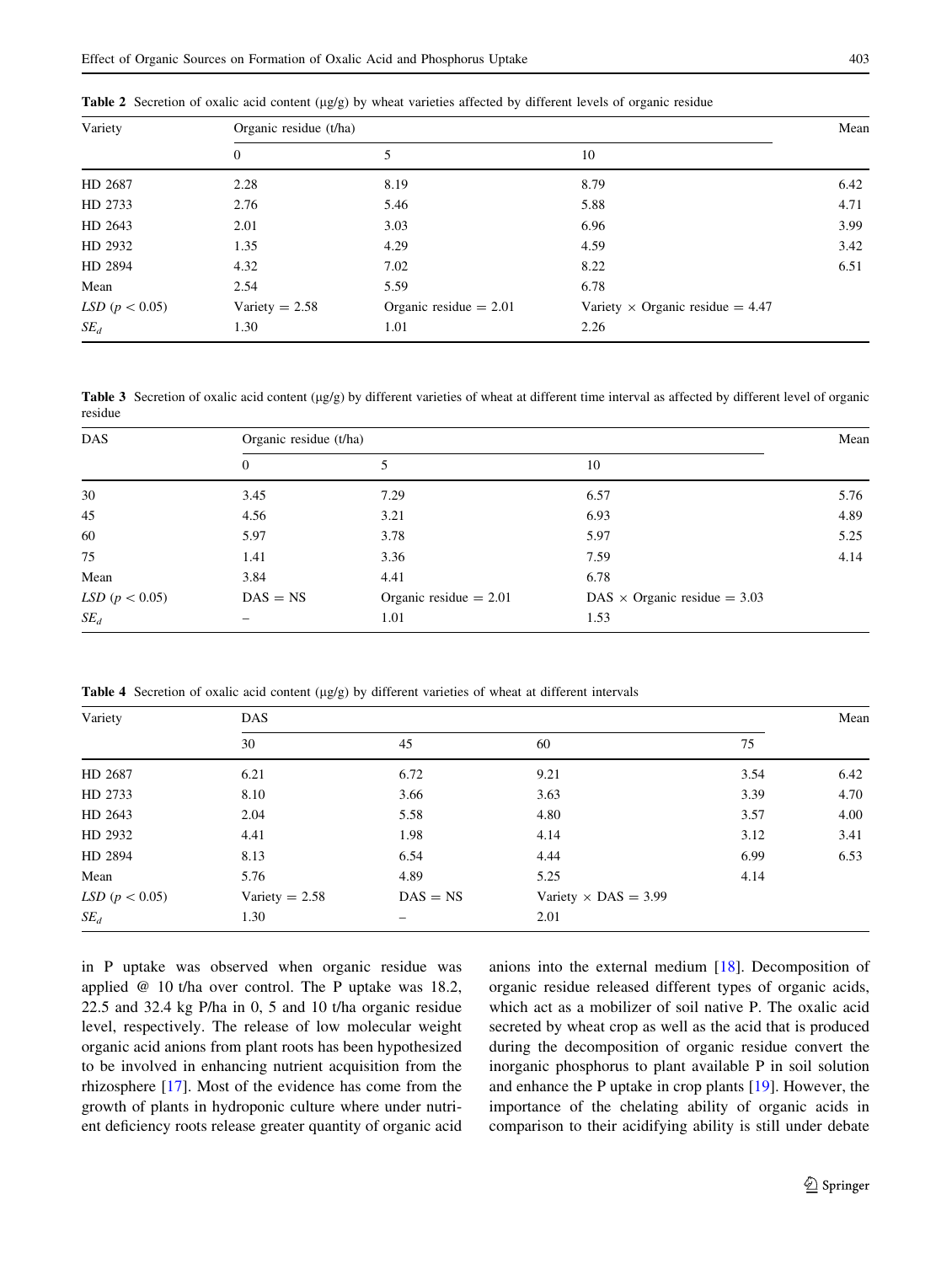**Table 2** Secretion of oxalic acid content (μg/g) by wheat varieties affected by different levels of organic residue

| Variety | Organic residue (t/ha) | | | Mean |
|---|---|---|---|---|
| | 0 | 5 | 10 | |
| HD 2687 | 2.28 | 8.19 | 8.79 | 6.42 |
| HD 2733 | 2.76 | 5.46 | 5.88 | 4.71 |
| HD 2643 | 2.01 | 3.03 | 6.96 | 3.99 |
| HD 2932 | 1.35 | 4.29 | 4.59 | 3.42 |
| HD 2894 | 4.32 | 7.02 | 8.22 | 6.51 |
| Mean | 2.54 | 5.59 | 6.78 | |
| *LSD* ($p < 0.05$) | Variety = 2.58 | Organic residue = 2.01 | Variety × Organic residue = 4.47 | |
| $SE_d$ | 1.30 | 1.01 | 2.26 | |

**Table 3** Secretion of oxalic acid content (μg/g) by different varieties of wheat at different time interval as affected by different level of organic residue

| DAS | Organic residue (t/ha) | | | Mean |
|---|---|---|---|---|
| | 0 | 5 | 10 | |
| 30 | 3.45 | 7.29 | 6.57 | 5.76 |
| 45 | 4.56 | 3.21 | 6.93 | 4.89 |
| 60 | 5.97 | 3.78 | 5.97 | 5.25 |
| 75 | 1.41 | 3.36 | 7.59 | 4.14 |
| Mean | 3.84 | 4.41 | 6.78 | |
| *LSD* ($p < 0.05$) | DAS = NS | Organic residue = 2.01 | DAS × Organic residue = 3.03 | |
| $SE_d$ | – | 1.01 | 1.53 | |

**Table 4** Secretion of oxalic acid content (μg/g) by different varieties of wheat at different intervals

| Variety | DAS | | | | Mean |
|---|---|---|---|---|---|
| | 30 | 45 | 60 | 75 | |
| HD 2687 | 6.21 | 6.72 | 9.21 | 3.54 | 6.42 |
| HD 2733 | 8.10 | 3.66 | 3.63 | 3.39 | 4.70 |
| HD 2643 | 2.04 | 5.58 | 4.80 | 3.57 | 4.00 |
| HD 2932 | 4.41 | 1.98 | 4.14 | 3.12 | 3.41 |
| HD 2894 | 8.13 | 6.54 | 4.44 | 6.99 | 6.53 |
| Mean | 5.76 | 4.89 | 5.25 | 4.14 | |
| *LSD* ($p < 0.05$) | Variety = 2.58 | DAS = NS | Variety × DAS = 3.99 | | |
| $SE_d$ | 1.30 | – | 2.01 | | |

in P uptake was observed when organic residue was applied @ 10 t/ha over control. The P uptake was 18.2, 22.5 and 32.4 kg P/ha in 0, 5 and 10 t/ha organic residue level, respectively. The release of low molecular weight organic acid anions from plant roots has been hypothesized to be involved in enhancing nutrient acquisition from the rhizosphere [17]. Most of the evidence has come from the growth of plants in hydroponic culture where under nutrient deficiency roots release greater quantity of organic acid anions into the external medium [18]. Decomposition of organic residue released different types of organic acids, which act as a mobilizer of soil native P. The oxalic acid secreted by wheat crop as well as the acid that is produced during the decomposition of organic residue convert the inorganic phosphorus to plant available P in soil solution and enhance the P uptake in crop plants [19]. However, the importance of the chelating ability of organic acids in comparison to their acidifying ability is still under debate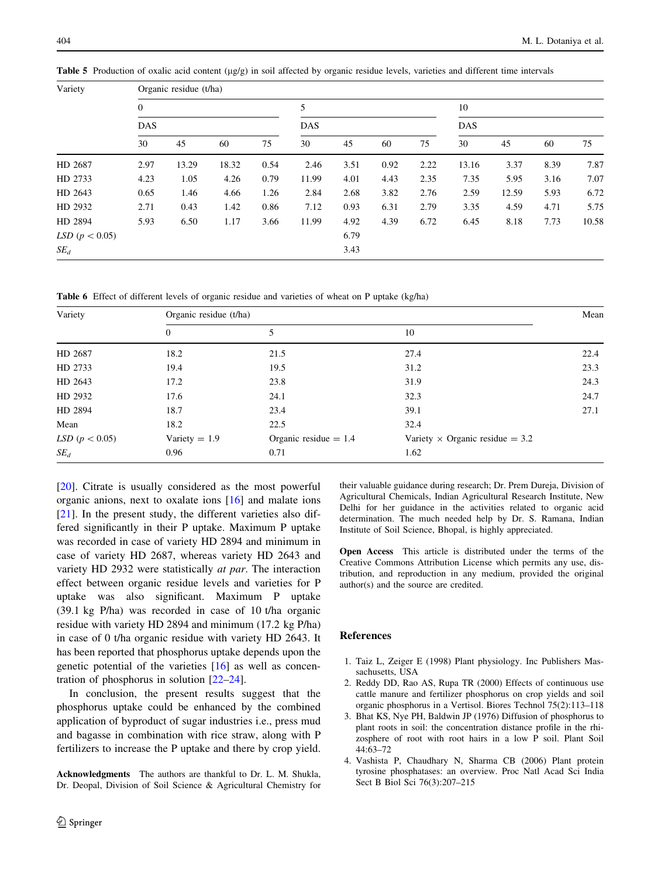**Table 5** Production of oxalic acid content (μg/g) in soil affected by organic residue levels, varieties and different time intervals

| Variety | Organic residue (t/ha) | | | | | | | | | | | |
|---|---|---|---|---|---|---|---|---|---|---|---|---|
| | 0 | | | | 5 | | | | 10 | | | |
| | DAS | | | | DAS | | | | DAS | | | |
| | 30 | 45 | 60 | 75 | 30 | 45 | 60 | 75 | 30 | 45 | 60 | 75 |
| HD 2687 | 2.97 | 13.29 | 18.32 | 0.54 | 2.46 | 3.51 | 0.92 | 2.22 | 13.16 | 3.37 | 8.39 | 7.87 |
| HD 2733 | 4.23 | 1.05 | 4.26 | 0.79 | 11.99 | 4.01 | 4.43 | 2.35 | 7.35 | 5.95 | 3.16 | 7.07 |
| HD 2643 | 0.65 | 1.46 | 4.66 | 1.26 | 2.84 | 2.68 | 3.82 | 2.76 | 2.59 | 12.59 | 5.93 | 6.72 |
| HD 2932 | 2.71 | 0.43 | 1.42 | 0.86 | 7.12 | 0.93 | 6.31 | 2.79 | 3.35 | 4.59 | 4.71 | 5.75 |
| HD 2894 | 5.93 | 6.50 | 1.17 | 3.66 | 11.99 | 4.92 | 4.39 | 6.72 | 6.45 | 8.18 | 7.73 | 10.58 |
| *LSD* ($p < 0.05$) | | | | | | 6.79 | | | | | | |
| $SE_d$ | | | | | | 3.43 | | | | | | |

**Table 6** Effect of different levels of organic residue and varieties of wheat on P uptake (kg/ha)

| Variety | Organic residue (t/ha) | | | Mean |
|---|---|---|---|---|
| | 0 | 5 | 10 | |
| HD 2687 | 18.2 | 21.5 | 27.4 | 22.4 |
| HD 2733 | 19.4 | 19.5 | 31.2 | 23.3 |
| HD 2643 | 17.2 | 23.8 | 31.9 | 24.3 |
| HD 2932 | 17.6 | 24.1 | 32.3 | 24.7 |
| HD 2894 | 18.7 | 23.4 | 39.1 | 27.1 |
| Mean | 18.2 | 22.5 | 32.4 | |
| *LSD* ($p < 0.05$) | Variety = 1.9 | Organic residue = 1.4 | Variety × Organic residue = 3.2 | |
| $SE_d$ | 0.96 | 0.71 | 1.62 | |

[20]. Citrate is usually considered as the most powerful organic anions, next to oxalate ions [16] and malate ions [21]. In the present study, the different varieties also differed significantly in their P uptake. Maximum P uptake was recorded in case of variety HD 2894 and minimum in case of variety HD 2687, whereas variety HD 2643 and variety HD 2932 were statistically *at par*. The interaction effect between organic residue levels and varieties for P uptake was also significant. Maximum P uptake (39.1 kg P/ha) was recorded in case of 10 t/ha organic residue with variety HD 2894 and minimum (17.2 kg P/ha) in case of 0 t/ha organic residue with variety HD 2643. It has been reported that phosphorus uptake depends upon the genetic potential of the varieties [16] as well as concentration of phosphorus in solution [22–24].

In conclusion, the present results suggest that the phosphorus uptake could be enhanced by the combined application of byproduct of sugar industries i.e., press mud and bagasse in combination with rice straw, along with P fertilizers to increase the P uptake and there by crop yield.

**Acknowledgments** The authors are thankful to Dr. L. M. Shukla, Dr. Deopal, Division of Soil Science & Agricultural Chemistry for their valuable guidance during research; Dr. Prem Dureja, Division of Agricultural Chemicals, Indian Agricultural Research Institute, New Delhi for her guidance in the activities related to organic acid determination. The much needed help by Dr. S. Ramana, Indian Institute of Soil Science, Bhopal, is highly appreciated.

**Open Access** This article is distributed under the terms of the Creative Commons Attribution License which permits any use, distribution, and reproduction in any medium, provided the original author(s) and the source are credited.

## References

1. Taiz L, Zeiger E (1998) Plant physiology. Inc Publishers Massachusetts, USA
2. Reddy DD, Rao AS, Rupa TR (2000) Effects of continuous use cattle manure and fertilizer phosphorus on crop yields and soil organic phosphorus in a Vertisol. Biores Technol 75(2):113–118
3. Bhat KS, Nye PH, Baldwin JP (1976) Diffusion of phosphorus to plant roots in soil: the concentration distance profile in the rhizosphere of root with root hairs in a low P soil. Plant Soil 44:63–72
4. Vashista P, Chaudhary N, Sharma CB (2006) Plant protein tyrosine phosphatases: an overview. Proc Natl Acad Sci India Sect B Biol Sci 76(3):207–215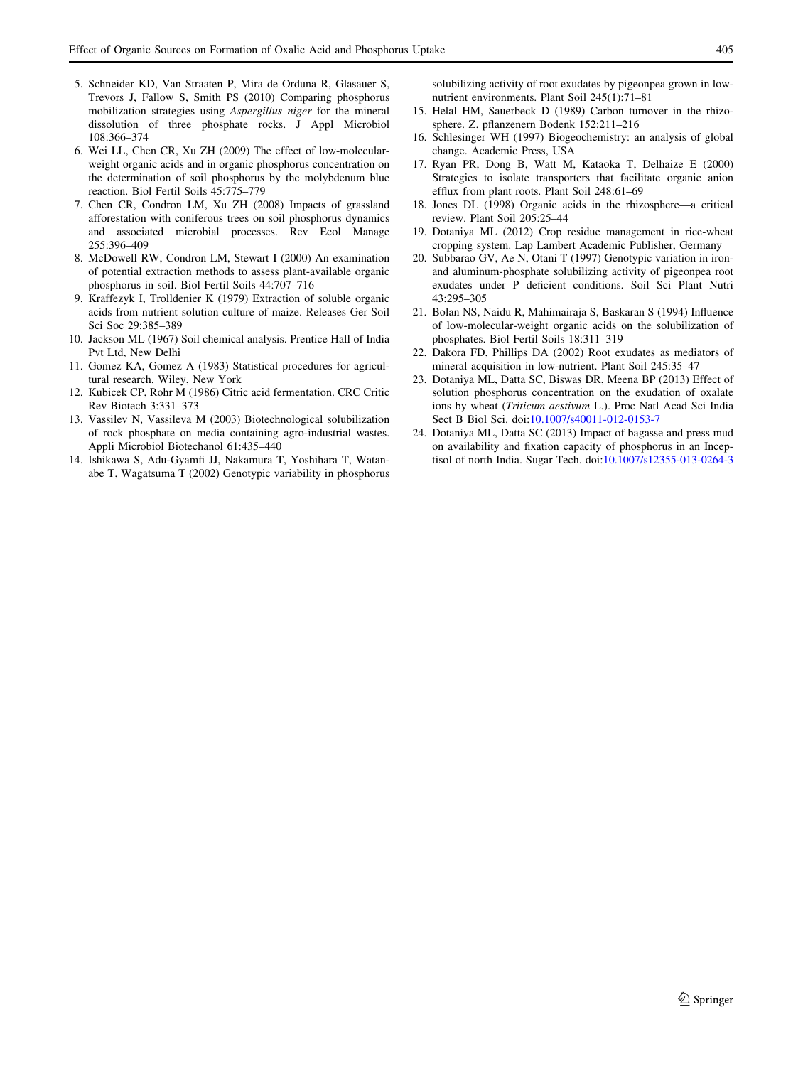5. Schneider KD, Van Straaten P, Mira de Orduna R, Glasauer S, Trevors J, Fallow S, Smith PS (2010) Comparing phosphorus mobilization strategies using *Aspergillus niger* for the mineral dissolution of three phosphate rocks. J Appl Microbiol 108:366–374
6. Wei LL, Chen CR, Xu ZH (2009) The effect of low-molecular-weight organic acids and in organic phosphorus concentration on the determination of soil phosphorus by the molybdenum blue reaction. Biol Fertil Soils 45:775–779
7. Chen CR, Condron LM, Xu ZH (2008) Impacts of grassland afforestation with coniferous trees on soil phosphorus dynamics and associated microbial processes. Rev Ecol Manage 255:396–409
8. McDowell RW, Condron LM, Stewart I (2000) An examination of potential extraction methods to assess plant-available organic phosphorus in soil. Biol Fertil Soils 44:707–716
9. Kraffezyk I, Trolldenier K (1979) Extraction of soluble organic acids from nutrient solution culture of maize. Releases Ger Soil Sci Soc 29:385–389
10. Jackson ML (1967) Soil chemical analysis. Prentice Hall of India Pvt Ltd, New Delhi
11. Gomez KA, Gomez A (1983) Statistical procedures for agricultural research. Wiley, New York
12. Kubicek CP, Rohr M (1986) Citric acid fermentation. CRC Critic Rev Biotech 3:331–373
13. Vassilev N, Vassileva M (2003) Biotechnological solubilization of rock phosphate on media containing agro-industrial wastes. Appli Microbiol Biotechanol 61:435–440
14. Ishikawa S, Adu-Gyamfi JJ, Nakamura T, Yoshihara T, Watanabe T, Wagatsuma T (2002) Genotypic variability in phosphorus solubilizing activity of root exudates by pigeonpea grown in low-nutrient environments. Plant Soil 245(1):71–81
15. Helal HM, Sauerbeck D (1989) Carbon turnover in the rhizosphere. Z. pflanzenern Bodenk 152:211–216
16. Schlesinger WH (1997) Biogeochemistry: an analysis of global change. Academic Press, USA
17. Ryan PR, Dong B, Watt M, Kataoka T, Delhaize E (2000) Strategies to isolate transporters that facilitate organic anion efflux from plant roots. Plant Soil 248:61–69
18. Jones DL (1998) Organic acids in the rhizosphere—a critical review. Plant Soil 205:25–44
19. Dotaniya ML (2012) Crop residue management in rice-wheat cropping system. Lap Lambert Academic Publisher, Germany
20. Subbarao GV, Ae N, Otani T (1997) Genotypic variation in iron- and aluminum-phosphate solubilizing activity of pigeonpea root exudates under P deficient conditions. Soil Sci Plant Nutri 43:295–305
21. Bolan NS, Naidu R, Mahimairaja S, Baskaran S (1994) Influence of low-molecular-weight organic acids on the solubilization of phosphates. Biol Fertil Soils 18:311–319
22. Dakora FD, Phillips DA (2002) Root exudates as mediators of mineral acquisition in low-nutrient. Plant Soil 245:35–47
23. Dotaniya ML, Datta SC, Biswas DR, Meena BP (2013) Effect of solution phosphorus concentration on the exudation of oxalate ions by wheat (*Triticum aestivum* L.). Proc Natl Acad Sci India Sect B Biol Sci. doi:10.1007/s40011-012-0153-7
24. Dotaniya ML, Datta SC (2013) Impact of bagasse and press mud on availability and fixation capacity of phosphorus in an Inceptisol of north India. Sugar Tech. doi:10.1007/s12355-013-0264-3